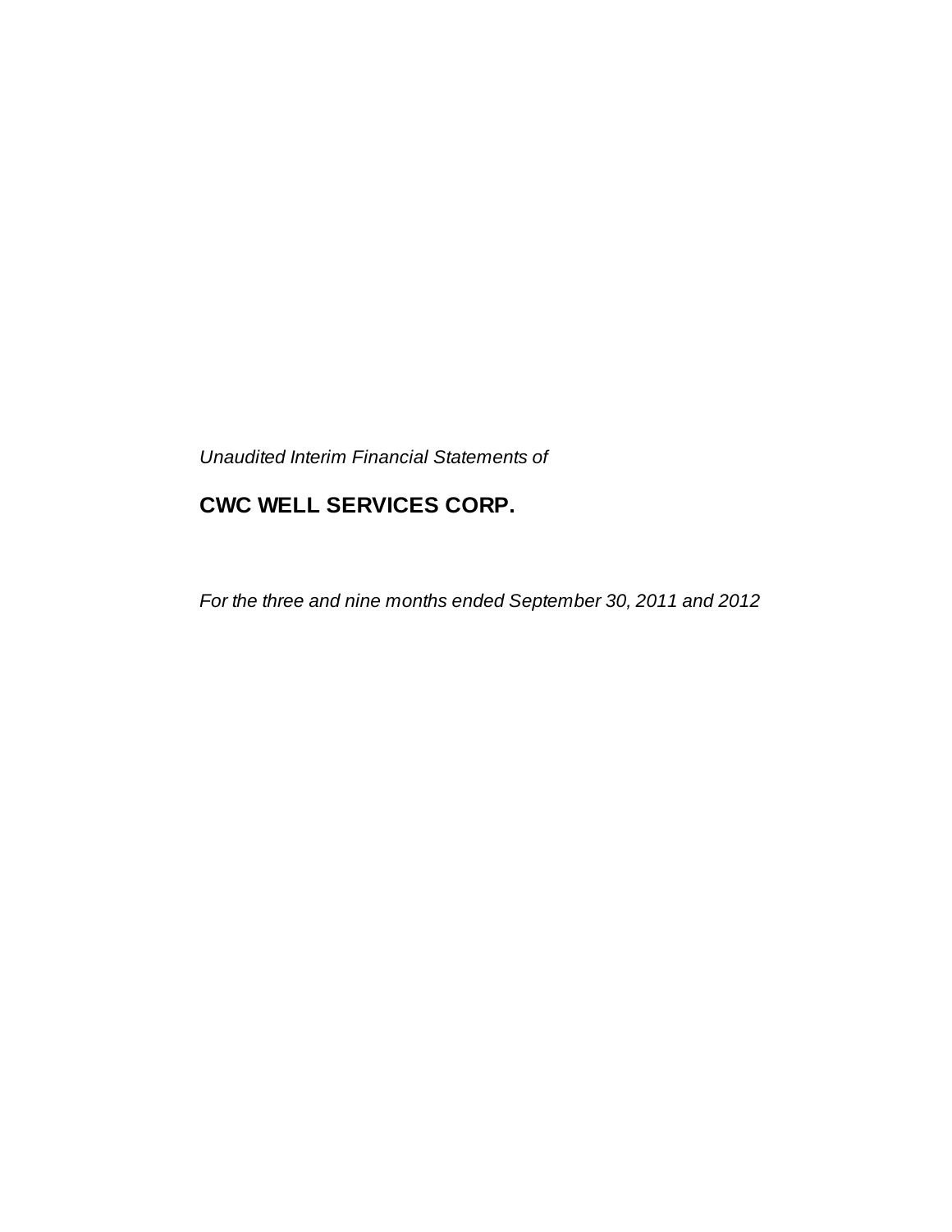*Unaudited Interim Financial Statements of*

# CWC WELL SERVICES CORP.

*For the three and nine months ended September 30, 2011 and 2012*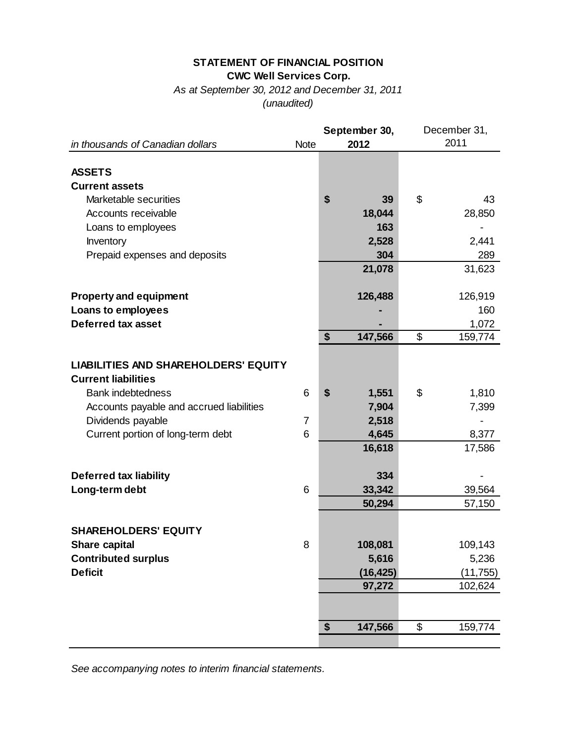# STATEMENT OF FINANCIAL POSITION

**CWC Well Services Corp.**

*As at September 30, 2012 and December 31, 2011*

*(unaudited)*

| *in thousands of Canadian dollars* | Note | **September 30, 2012** | December 31, 2011 |
|---|---|---|---|
| **ASSETS** | | | |
| **Current assets** | | | |
| Marketable securities | | **$ 39** | $ 43 |
| Accounts receivable | | **18,044** | 28,850 |
| Loans to employees | | **163** | - |
| Inventory | | **2,528** | 2,441 |
| Prepaid expenses and deposits | | **304** | 289 |
| | | **21,078** | 31,623 |
| **Property and equipment** | | **126,488** | 126,919 |
| **Loans to employees** | | **-** | 160 |
| **Deferred tax asset** | | **-** | 1,072 |
| | | **$ 147,566** | $ 159,774 |
| **LIABILITIES AND SHAREHOLDERS' EQUITY** | | | |
| **Current liabilities** | | | |
| Bank indebtedness | 6 | **$ 1,551** | $ 1,810 |
| Accounts payable and accrued liabilities | | **7,904** | 7,399 |
| Dividends payable | 7 | **2,518** | - |
| Current portion of long-term debt | 6 | **4,645** | 8,377 |
| | | **16,618** | 17,586 |
| **Deferred tax liability** | | **334** | - |
| **Long-term debt** | 6 | **33,342** | 39,564 |
| | | **50,294** | 57,150 |
| **SHAREHOLDERS' EQUITY** | | | |
| **Share capital** | 8 | **108,081** | 109,143 |
| **Contributed surplus** | | **5,616** | 5,236 |
| **Deficit** | | **(16,425)** | (11,755) |
| | | **97,272** | 102,624 |
| | | **$ 147,566** | $ 159,774 |

*See accompanying notes to interim financial statements.*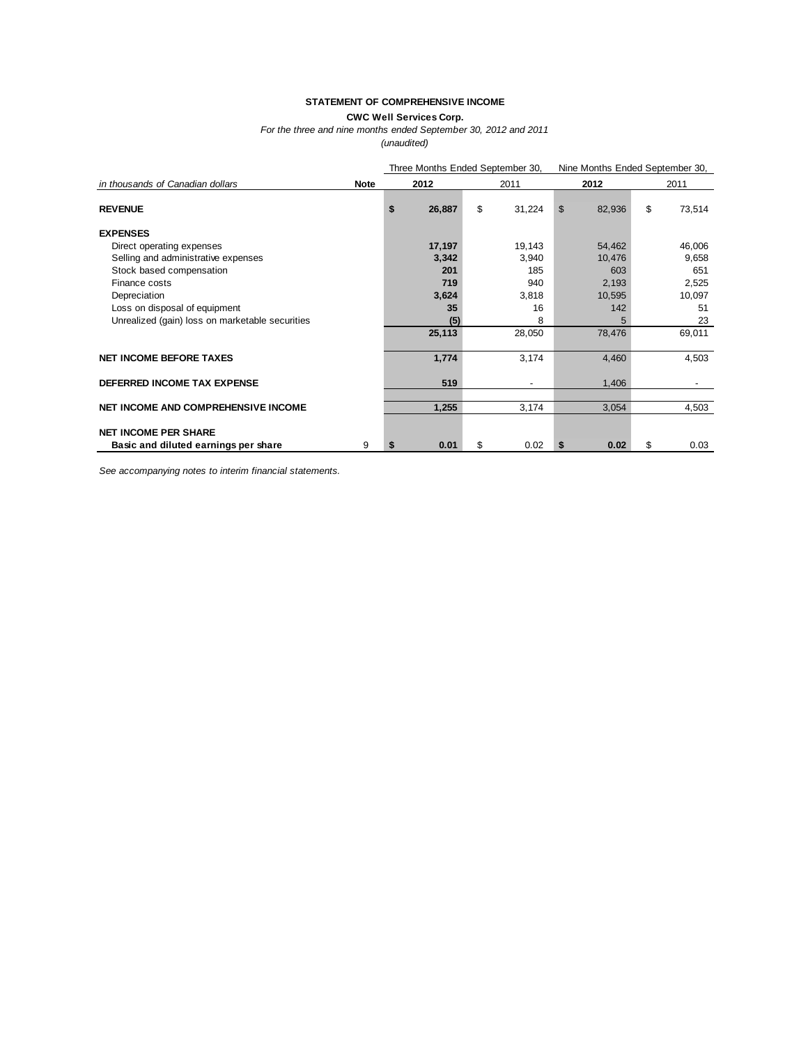**STATEMENT OF COMPREHENSIVE INCOME**

**CWC Well Services Corp.**

*For the three and nine months ended September 30, 2012 and 2011*

*(unaudited)*

| *in thousands of Canadian dollars* | Note | Three Months Ended September 30, 2012 | Three Months Ended September 30, 2011 | Nine Months Ended September 30, 2012 | Nine Months Ended September 30, 2011 |
|---|---|---|---|---|---|
| **REVENUE** | | **$ 26,887** | $ 31,224 | $ 82,936 | $ 73,514 |
| **EXPENSES** | | | | | |
| Direct operating expenses | | **17,197** | 19,143 | 54,462 | 46,006 |
| Selling and administrative expenses | | **3,342** | 3,940 | 10,476 | 9,658 |
| Stock based compensation | | **201** | 185 | 603 | 651 |
| Finance costs | | **719** | 940 | 2,193 | 2,525 |
| Depreciation | | **3,624** | 3,818 | 10,595 | 10,097 |
| Loss on disposal of equipment | | **35** | 16 | 142 | 51 |
| Unrealized (gain) loss on marketable securities | | **(5)** | 8 | 5 | 23 |
| | | **25,113** | 28,050 | 78,476 | 69,011 |
| **NET INCOME BEFORE TAXES** | | **1,774** | 3,174 | 4,460 | 4,503 |
| **DEFERRED INCOME TAX EXPENSE** | | **519** | - | 1,406 | - |
| **NET INCOME AND COMPREHENSIVE INCOME** | | **1,255** | 3,174 | 3,054 | 4,503 |
| **NET INCOME PER SHARE** | | | | | |
| **Basic and diluted earnings per share** | 9 | **$ 0.01** | $ 0.02 | **$ 0.02** | $ 0.03 |

*See accompanying notes to interim financial statements.*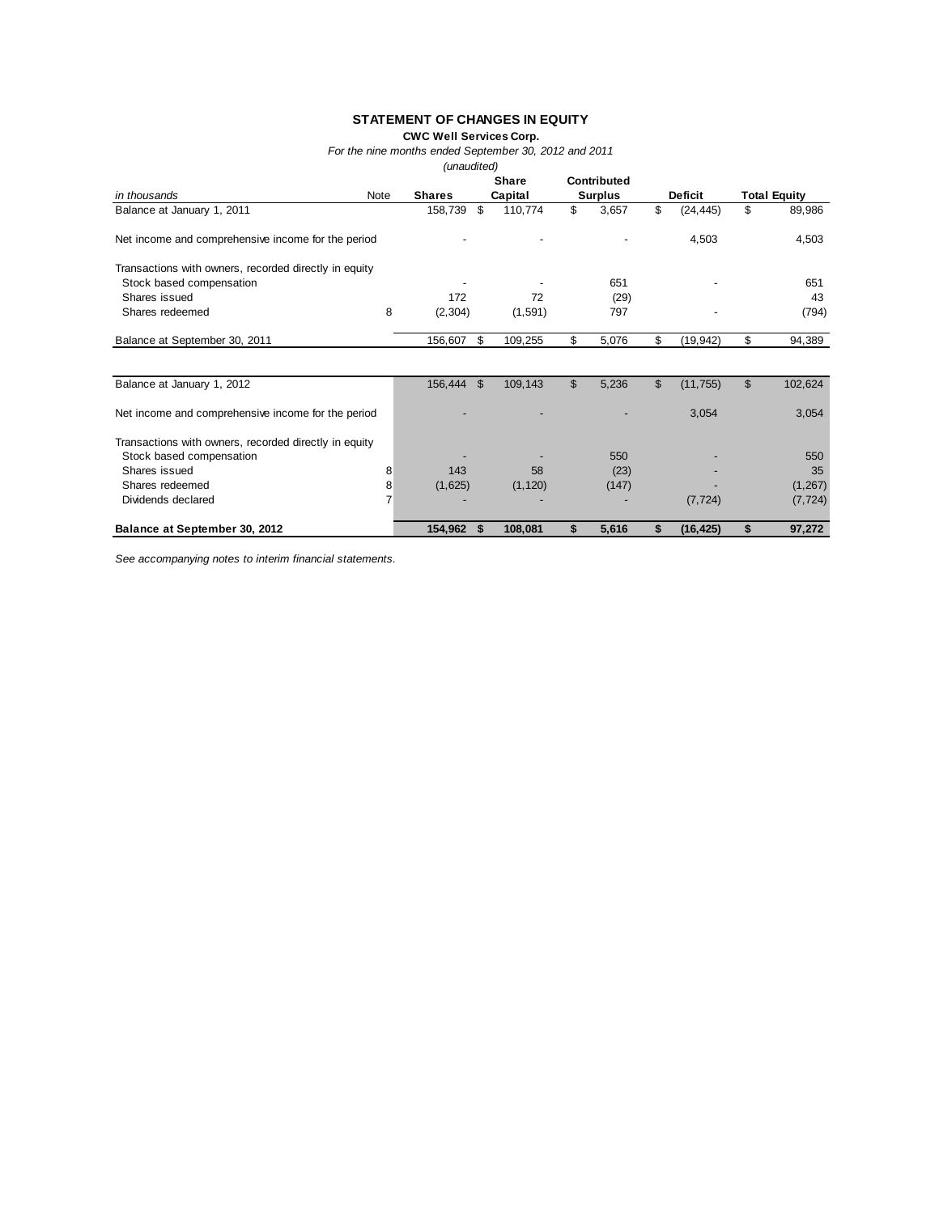**STATEMENT OF CHANGES IN EQUITY**

**CWC Well Services Corp.**

*For the nine months ended September 30, 2012 and 2011*

*(unaudited)*

| *in thousands* | Note | **Shares** | **Share Capital** | **Contributed Surplus** | **Deficit** | **Total Equity** |
|---|---|---|---|---|---|---|
| Balance at January 1, 2011 | | 158,739 | $ 110,774 | $ 3,657 | $ (24,445) | $ 89,986 |
| Net income and comprehensive income for the period | | - | - | - | 4,503 | 4,503 |
| Transactions with owners, recorded directly in equity | | | | | | |
| Stock based compensation | | - | - | 651 | - | 651 |
| Shares issued | | 172 | 72 | (29) | | 43 |
| Shares redeemed | 8 | (2,304) | (1,591) | 797 | - | (794) |
| Balance at September 30, 2011 | | 156,607 | $ 109,255 | $ 5,076 | $ (19,942) | $ 94,389 |
| | | | | | | |
| Balance at January 1, 2012 | | 156,444 | $ 109,143 | $ 5,236 | $ (11,755) | $ 102,624 |
| Net income and comprehensive income for the period | | - | - | - | 3,054 | 3,054 |
| Transactions with owners, recorded directly in equity | | | | | | |
| Stock based compensation | | - | - | 550 | - | 550 |
| Shares issued | 8 | 143 | 58 | (23) | - | 35 |
| Shares redeemed | 8 | (1,625) | (1,120) | (147) | - | (1,267) |
| Dividends declared | 7 | - | - | - | (7,724) | (7,724) |
| **Balance at September 30, 2012** | | **154,962** | **$ 108,081** | **$ 5,616** | **$ (16,425)** | **$ 97,272** |

*See accompanying notes to interim financial statements.*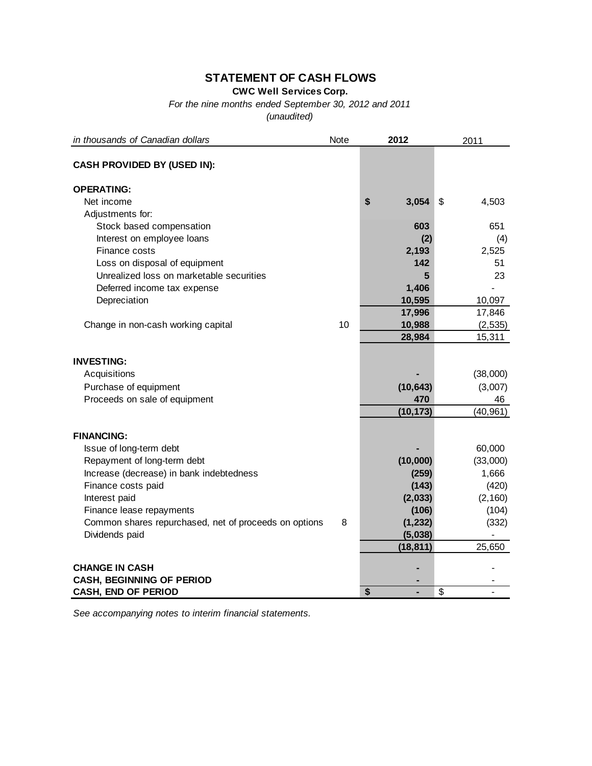# STATEMENT OF CASH FLOWS

**CWC Well Services Corp.**

*For the nine months ended September 30, 2012 and 2011*

*(unaudited)*

| *in thousands of Canadian dollars* | Note | 2012 | 2011 |
|---|---|---|---|
| **CASH PROVIDED BY (USED IN):** | | | |
| **OPERATING:** | | | |
| Net income | | **$ 3,054** | $ 4,503 |
| Adjustments for: | | | |
| Stock based compensation | | **603** | 651 |
| Interest on employee loans | | **(2)** | (4) |
| Finance costs | | **2,193** | 2,525 |
| Loss on disposal of equipment | | **142** | 51 |
| Unrealized loss on marketable securities | | **5** | 23 |
| Deferred income tax expense | | **1,406** | - |
| Depreciation | | **10,595** | 10,097 |
| | | **17,996** | 17,846 |
| Change in non-cash working capital | 10 | **10,988** | (2,535) |
| | | **28,984** | 15,311 |
| **INVESTING:** | | | |
| Acquisitions | | **-** | (38,000) |
| Purchase of equipment | | **(10,643)** | (3,007) |
| Proceeds on sale of equipment | | **470** | 46 |
| | | **(10,173)** | (40,961) |
| **FINANCING:** | | | |
| Issue of long-term debt | | **-** | 60,000 |
| Repayment of long-term debt | | **(10,000)** | (33,000) |
| Increase (decrease) in bank indebtedness | | **(259)** | 1,666 |
| Finance costs paid | | **(143)** | (420) |
| Interest paid | | **(2,033)** | (2,160) |
| Finance lease repayments | | **(106)** | (104) |
| Common shares repurchased, net of proceeds on options | 8 | **(1,232)** | (332) |
| Dividends paid | | **(5,038)** | - |
| | | **(18,811)** | 25,650 |
| **CHANGE IN CASH** | | **-** | - |
| **CASH, BEGINNING OF PERIOD** | | **-** | - |
| **CASH, END OF PERIOD** | | **$ -** | $ - |

*See accompanying notes to interim financial statements.*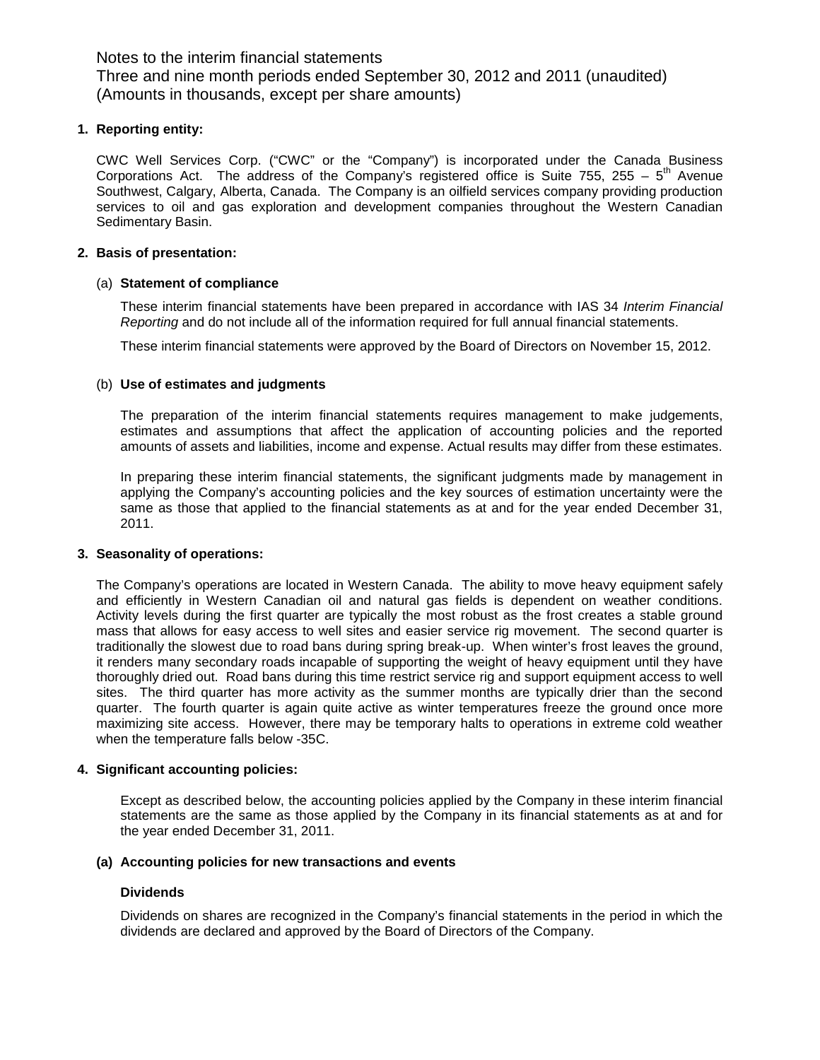Notes to the interim financial statements
Three and nine month periods ended September 30, 2012 and 2011 (unaudited)
(Amounts in thousands, except per share amounts)

**1. Reporting entity:**

CWC Well Services Corp. ("CWC" or the "Company") is incorporated under the Canada Business Corporations Act. The address of the Company's registered office is Suite 755, 255 – 5th Avenue Southwest, Calgary, Alberta, Canada. The Company is an oilfield services company providing production services to oil and gas exploration and development companies throughout the Western Canadian Sedimentary Basin.

**2. Basis of presentation:**

(a) **Statement of compliance**

These interim financial statements have been prepared in accordance with IAS 34 *Interim Financial Reporting* and do not include all of the information required for full annual financial statements.

These interim financial statements were approved by the Board of Directors on November 15, 2012.

(b) **Use of estimates and judgments**

The preparation of the interim financial statements requires management to make judgements, estimates and assumptions that affect the application of accounting policies and the reported amounts of assets and liabilities, income and expense. Actual results may differ from these estimates.

In preparing these interim financial statements, the significant judgments made by management in applying the Company's accounting policies and the key sources of estimation uncertainty were the same as those that applied to the financial statements as at and for the year ended December 31, 2011.

**3. Seasonality of operations:**

The Company's operations are located in Western Canada. The ability to move heavy equipment safely and efficiently in Western Canadian oil and natural gas fields is dependent on weather conditions. Activity levels during the first quarter are typically the most robust as the frost creates a stable ground mass that allows for easy access to well sites and easier service rig movement. The second quarter is traditionally the slowest due to road bans during spring break-up. When winter's frost leaves the ground, it renders many secondary roads incapable of supporting the weight of heavy equipment until they have thoroughly dried out. Road bans during this time restrict service rig and support equipment access to well sites. The third quarter has more activity as the summer months are typically drier than the second quarter. The fourth quarter is again quite active as winter temperatures freeze the ground once more maximizing site access. However, there may be temporary halts to operations in extreme cold weather when the temperature falls below -35C.

**4. Significant accounting policies:**

Except as described below, the accounting policies applied by the Company in these interim financial statements are the same as those applied by the Company in its financial statements as at and for the year ended December 31, 2011.

**(a) Accounting policies for new transactions and events**

**Dividends**

Dividends on shares are recognized in the Company's financial statements in the period in which the dividends are declared and approved by the Board of Directors of the Company.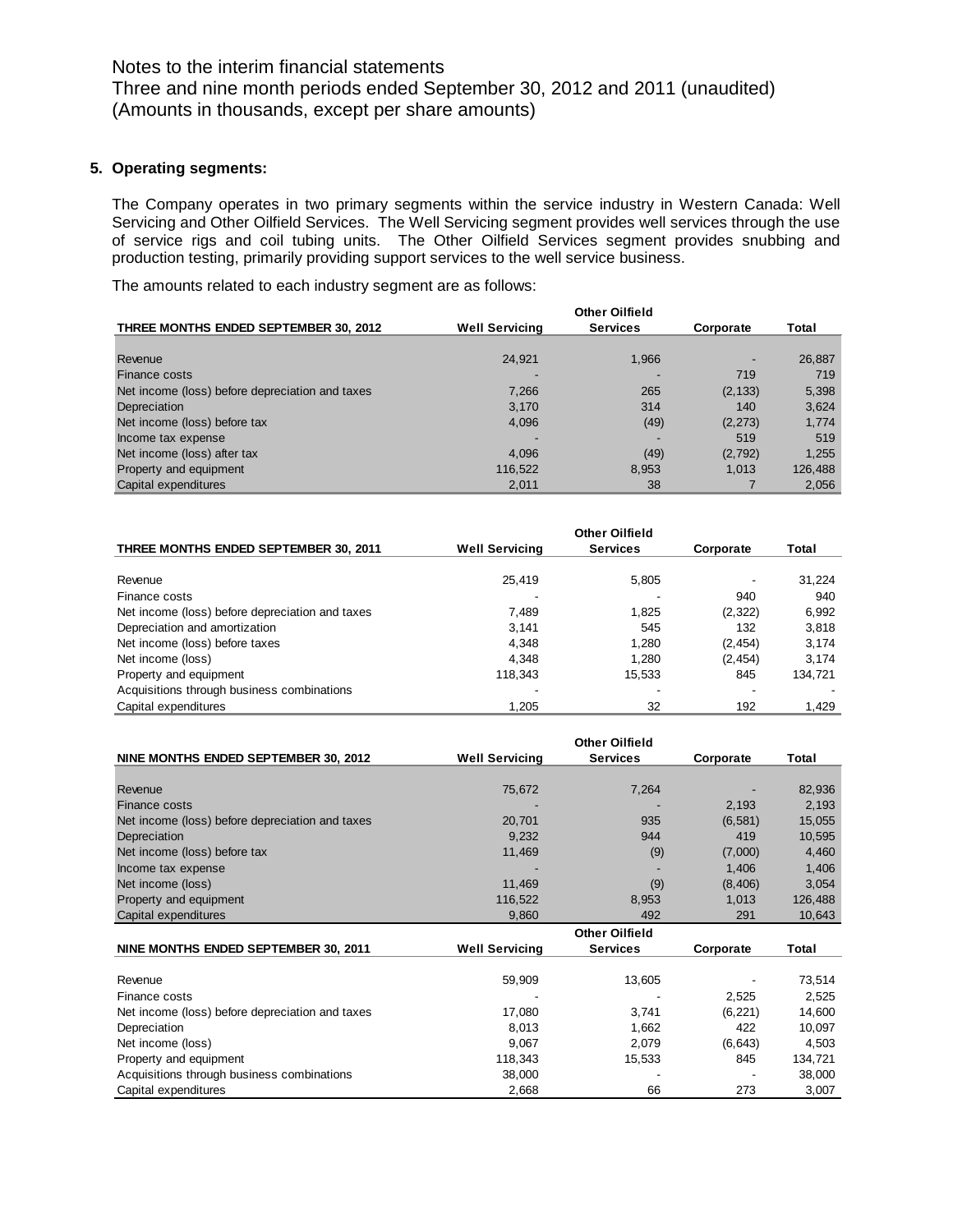Notes to the interim financial statements
Three and nine month periods ended September 30, 2012 and 2011 (unaudited)
(Amounts in thousands, except per share amounts)

**5. Operating segments:**

The Company operates in two primary segments within the service industry in Western Canada: Well Servicing and Other Oilfield Services. The Well Servicing segment provides well services through the use of service rigs and coil tubing units. The Other Oilfield Services segment provides snubbing and production testing, primarily providing support services to the well service business.

The amounts related to each industry segment are as follows:

| THREE MONTHS ENDED SEPTEMBER 30, 2012 | Well Servicing | Other Oilfield Services | Corporate | Total |
|---|---|---|---|---|
| Revenue | 24,921 | 1,966 | - | 26,887 |
| Finance costs | - | - | 719 | 719 |
| Net income (loss) before depreciation and taxes | 7,266 | 265 | (2,133) | 5,398 |
| Depreciation | 3,170 | 314 | 140 | 3,624 |
| Net income (loss) before tax | 4,096 | (49) | (2,273) | 1,774 |
| Income tax expense | - | - | 519 | 519 |
| Net income (loss) after tax | 4,096 | (49) | (2,792) | 1,255 |
| Property and equipment | 116,522 | 8,953 | 1,013 | 126,488 |
| Capital expenditures | 2,011 | 38 | 7 | 2,056 |

| THREE MONTHS ENDED SEPTEMBER 30, 2011 | Well Servicing | Other Oilfield Services | Corporate | Total |
|---|---|---|---|---|
| Revenue | 25,419 | 5,805 | - | 31,224 |
| Finance costs | - | - | 940 | 940 |
| Net income (loss) before depreciation and taxes | 7,489 | 1,825 | (2,322) | 6,992 |
| Depreciation and amortization | 3,141 | 545 | 132 | 3,818 |
| Net income (loss) before taxes | 4,348 | 1,280 | (2,454) | 3,174 |
| Net income (loss) | 4,348 | 1,280 | (2,454) | 3,174 |
| Property and equipment | 118,343 | 15,533 | 845 | 134,721 |
| Acquisitions through business combinations | - | - | - | - |
| Capital expenditures | 1,205 | 32 | 192 | 1,429 |

| NINE MONTHS ENDED SEPTEMBER 30, 2012 | Well Servicing | Other Oilfield Services | Corporate | Total |
|---|---|---|---|---|
| Revenue | 75,672 | 7,264 | - | 82,936 |
| Finance costs | - | - | 2,193 | 2,193 |
| Net income (loss) before depreciation and taxes | 20,701 | 935 | (6,581) | 15,055 |
| Depreciation | 9,232 | 944 | 419 | 10,595 |
| Net income (loss) before tax | 11,469 | (9) | (7,000) | 4,460 |
| Income tax expense | - | - | 1,406 | 1,406 |
| Net income (loss) | 11,469 | (9) | (8,406) | 3,054 |
| Property and equipment | 116,522 | 8,953 | 1,013 | 126,488 |
| Capital expenditures | 9,860 | 492 | 291 | 10,643 |

| NINE MONTHS ENDED SEPTEMBER 30, 2011 | Well Servicing | Other Oilfield Services | Corporate | Total |
|---|---|---|---|---|
| Revenue | 59,909 | 13,605 | - | 73,514 |
| Finance costs | - | - | 2,525 | 2,525 |
| Net income (loss) before depreciation and taxes | 17,080 | 3,741 | (6,221) | 14,600 |
| Depreciation | 8,013 | 1,662 | 422 | 10,097 |
| Net income (loss) | 9,067 | 2,079 | (6,643) | 4,503 |
| Property and equipment | 118,343 | 15,533 | 845 | 134,721 |
| Acquisitions through business combinations | 38,000 | - | - | 38,000 |
| Capital expenditures | 2,668 | 66 | 273 | 3,007 |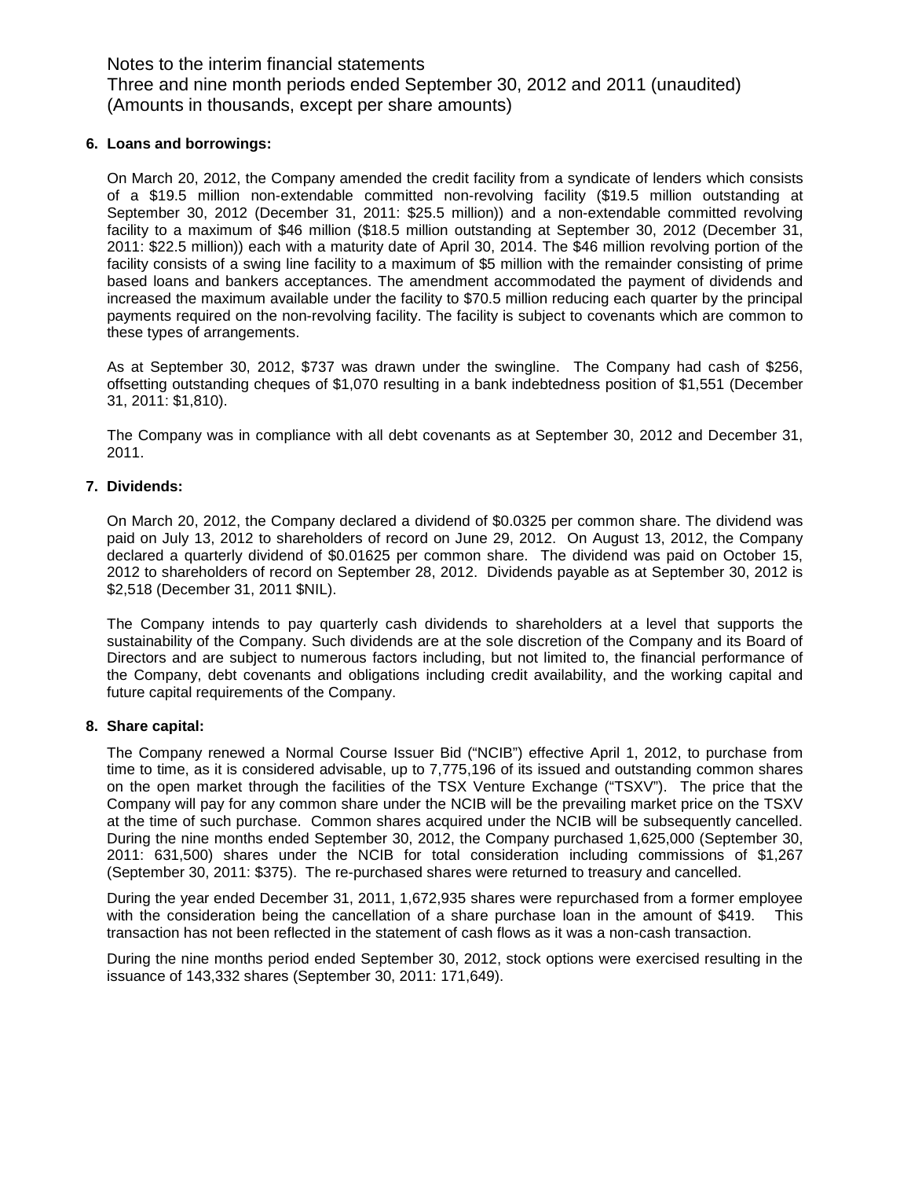Notes to the interim financial statements
Three and nine month periods ended September 30, 2012 and 2011 (unaudited)
(Amounts in thousands, except per share amounts)

**6. Loans and borrowings:**

On March 20, 2012, the Company amended the credit facility from a syndicate of lenders which consists of a $19.5 million non-extendable committed non-revolving facility ($19.5 million outstanding at September 30, 2012 (December 31, 2011: $25.5 million)) and a non-extendable committed revolving facility to a maximum of $46 million ($18.5 million outstanding at September 30, 2012 (December 31, 2011: $22.5 million)) each with a maturity date of April 30, 2014. The $46 million revolving portion of the facility consists of a swing line facility to a maximum of $5 million with the remainder consisting of prime based loans and bankers acceptances. The amendment accommodated the payment of dividends and increased the maximum available under the facility to $70.5 million reducing each quarter by the principal payments required on the non-revolving facility. The facility is subject to covenants which are common to these types of arrangements.

As at September 30, 2012, $737 was drawn under the swingline. The Company had cash of $256, offsetting outstanding cheques of $1,070 resulting in a bank indebtedness position of $1,551 (December 31, 2011: $1,810).

The Company was in compliance with all debt covenants as at September 30, 2012 and December 31, 2011.

**7. Dividends:**

On March 20, 2012, the Company declared a dividend of $0.0325 per common share. The dividend was paid on July 13, 2012 to shareholders of record on June 29, 2012. On August 13, 2012, the Company declared a quarterly dividend of $0.01625 per common share. The dividend was paid on October 15, 2012 to shareholders of record on September 28, 2012. Dividends payable as at September 30, 2012 is $2,518 (December 31, 2011 $NIL).

The Company intends to pay quarterly cash dividends to shareholders at a level that supports the sustainability of the Company. Such dividends are at the sole discretion of the Company and its Board of Directors and are subject to numerous factors including, but not limited to, the financial performance of the Company, debt covenants and obligations including credit availability, and the working capital and future capital requirements of the Company.

**8. Share capital:**

The Company renewed a Normal Course Issuer Bid ("NCIB") effective April 1, 2012, to purchase from time to time, as it is considered advisable, up to 7,775,196 of its issued and outstanding common shares on the open market through the facilities of the TSX Venture Exchange ("TSXV"). The price that the Company will pay for any common share under the NCIB will be the prevailing market price on the TSXV at the time of such purchase. Common shares acquired under the NCIB will be subsequently cancelled. During the nine months ended September 30, 2012, the Company purchased 1,625,000 (September 30, 2011: 631,500) shares under the NCIB for total consideration including commissions of $1,267 (September 30, 2011: $375). The re-purchased shares were returned to treasury and cancelled.

During the year ended December 31, 2011, 1,672,935 shares were repurchased from a former employee with the consideration being the cancellation of a share purchase loan in the amount of $419. This transaction has not been reflected in the statement of cash flows as it was a non-cash transaction.

During the nine months period ended September 30, 2012, stock options were exercised resulting in the issuance of 143,332 shares (September 30, 2011: 171,649).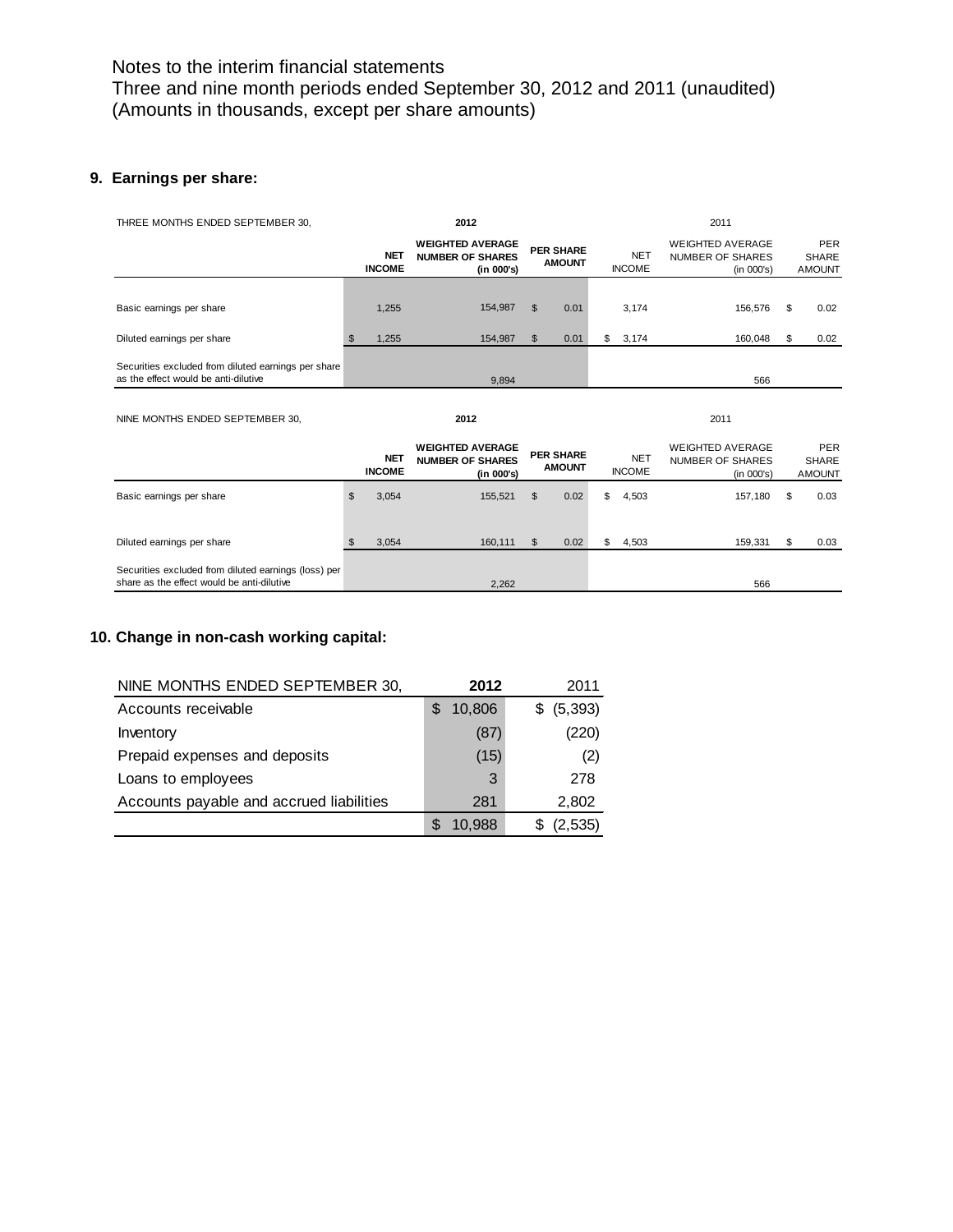Notes to the interim financial statements
Three and nine month periods ended September 30, 2012 and 2011 (unaudited)
(Amounts in thousands, except per share amounts)

## 9. Earnings per share:

| THREE MONTHS ENDED SEPTEMBER 30, | 2012 | | | 2011 | | |
|---|---|---|---|---|---|---|
| | **NET INCOME** | **WEIGHTED AVERAGE NUMBER OF SHARES (in 000's)** | **PER SHARE AMOUNT** | NET INCOME | WEIGHTED AVERAGE NUMBER OF SHARES (in 000's) | PER SHARE AMOUNT |
| Basic earnings per share | 1,255 | 154,987 | $ 0.01 | 3,174 | 156,576 | $ 0.02 |
| Diluted earnings per share | $ 1,255 | 154,987 | $ 0.01 | $ 3,174 | 160,048 | $ 0.02 |
| Securities excluded from diluted earnings per share as the effect would be anti-dilutive | | 9,894 | | | 566 | |

| NINE MONTHS ENDED SEPTEMBER 30, | 2012 | | | 2011 | | |
|---|---|---|---|---|---|---|
| | **NET INCOME** | **WEIGHTED AVERAGE NUMBER OF SHARES (in 000's)** | **PER SHARE AMOUNT** | NET INCOME | WEIGHTED AVERAGE NUMBER OF SHARES (in 000's) | PER SHARE AMOUNT |
| Basic earnings per share | $ 3,054 | 155,521 | $ 0.02 | $ 4,503 | 157,180 | $ 0.03 |
| Diluted earnings per share | $ 3,054 | 160,111 | $ 0.02 | $ 4,503 | 159,331 | $ 0.03 |
| Securities excluded from diluted earnings (loss) per share as the effect would be anti-dilutive | | 2,262 | | | 566 | |

## 10. Change in non-cash working capital:

| NINE MONTHS ENDED SEPTEMBER 30, | 2012 | 2011 |
|---|---|---|
| Accounts receivable | $ 10,806 | $ (5,393) |
| Inventory | (87) | (220) |
| Prepaid expenses and deposits | (15) | (2) |
| Loans to employees | 3 | 278 |
| Accounts payable and accrued liabilities | 281 | 2,802 |
| | $ 10,988 | $ (2,535) |